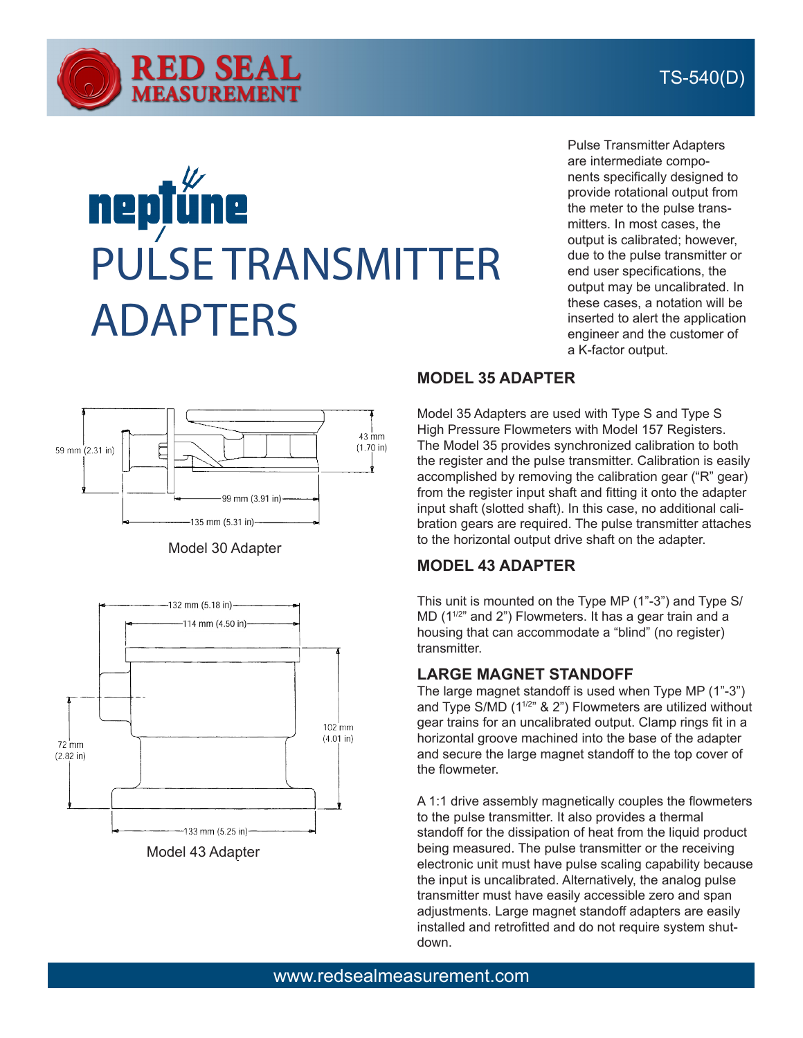RED SEAL MEASUREMENT

TS-540(D)

# neptune PULSE TRANSMITTER ADAPTERS

Pulse Transmitter Adapters are intermediate components specifically designed to provide rotational output from the meter to the pulse transmitters. In most cases, the output is calibrated; however, due to the pulse transmitter or end user specifications, the output may be uncalibrated. In these cases, a notation will be inserted to alert the application engineer and the customer of a K-factor output.

59 mm (2.31 in) 43 mm (1.70 in) 99 mm (3.91 in) 135 mm (5.31 in)

Model 30 Adapter

132 mm (5.18 in) 114 mm (4.50 in) 72 mm (2.82 in) 102 mm (4.01 in) 133 mm (5.25 in)

Model 43 Adapter

## MODEL 35 ADAPTER

Model 35 Adapters are used with Type S and Type S High Pressure Flowmeters with Model 157 Registers. The Model 35 provides synchronized calibration to both the register and the pulse transmitter. Calibration is easily accomplished by removing the calibration gear ("R" gear) from the register input shaft and fitting it onto the adapter input shaft (slotted shaft). In this case, no additional calibration gears are required. The pulse transmitter attaches to the horizontal output drive shaft on the adapter.

## MODEL 43 ADAPTER

This unit is mounted on the Type MP (1"-3") and Type S/MD ($1^{1/2}$" and 2") Flowmeters. It has a gear train and a housing that can accommodate a "blind" (no register) transmitter.

## LARGE MAGNET STANDOFF

The large magnet standoff is used when Type MP (1"-3") and Type S/MD ($1^{1/2}$" & 2") Flowmeters are utilized without gear trains for an uncalibrated output. Clamp rings fit in a horizontal groove machined into the base of the adapter and secure the large magnet standoff to the top cover of the flowmeter.

A 1:1 drive assembly magnetically couples the flowmeters to the pulse transmitter. It also provides a thermal standoff for the dissipation of heat from the liquid product being measured. The pulse transmitter or the receiving electronic unit must have pulse scaling capability because the input is uncalibrated. Alternatively, the analog pulse transmitter must have easily accessible zero and span adjustments. Large magnet standoff adapters are easily installed and retrofitted and do not require system shut-down.

www.redsealmeasurement.com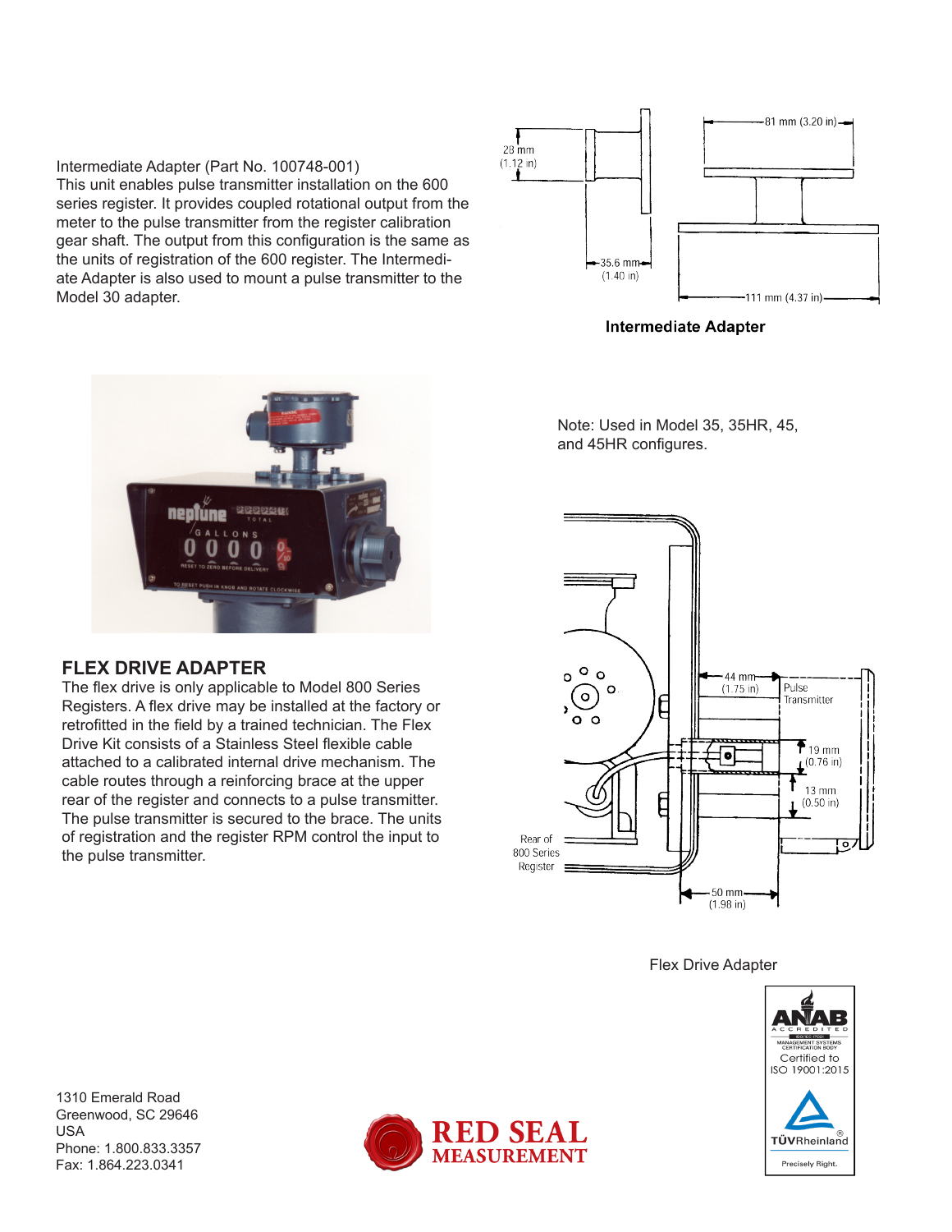Intermediate Adapter (Part No. 100748-001)
This unit enables pulse transmitter installation on the 600 series register. It provides coupled rotational output from the meter to the pulse transmitter from the register calibration gear shaft. The output from this configuration is the same as the units of registration of the 600 register. The Intermediate Adapter is also used to mount a pulse transmitter to the Model 30 adapter.

28 mm
(1.12 in)

35.6 mm
(1.40 in)

81 mm (3.20 in)

111 mm (4.37 in)

**Intermediate Adapter**

Note: Used in Model 35, 35HR, 45, and 45HR configures.

## FLEX DRIVE ADAPTER

The flex drive is only applicable to Model 800 Series Registers. A flex drive may be installed at the factory or retrofitted in the field by a trained technician. The Flex Drive Kit consists of a Stainless Steel flexible cable attached to a calibrated internal drive mechanism. The cable routes through a reinforcing brace at the upper rear of the register and connects to a pulse transmitter. The pulse transmitter is secured to the brace. The units of registration and the register RPM control the input to the pulse transmitter.

44 mm
(1.75 in)

Pulse
Transmitter

19 mm
(0.76 in)

13 mm
(0.50 in)

Rear of
800 Series
Register

50 mm
(1.98 in)

Flex Drive Adapter

1310 Emerald Road
Greenwood, SC 29646
USA
Phone: 1.800.833.3357
Fax: 1.864.223.0341

RED SEAL MEASUREMENT

ANAB ACCREDITED
MANAGEMENT SYSTEMS CERTIFICATION BODY
Certified to ISO 19001:2015
TÜVRheinland®
Precisely Right.